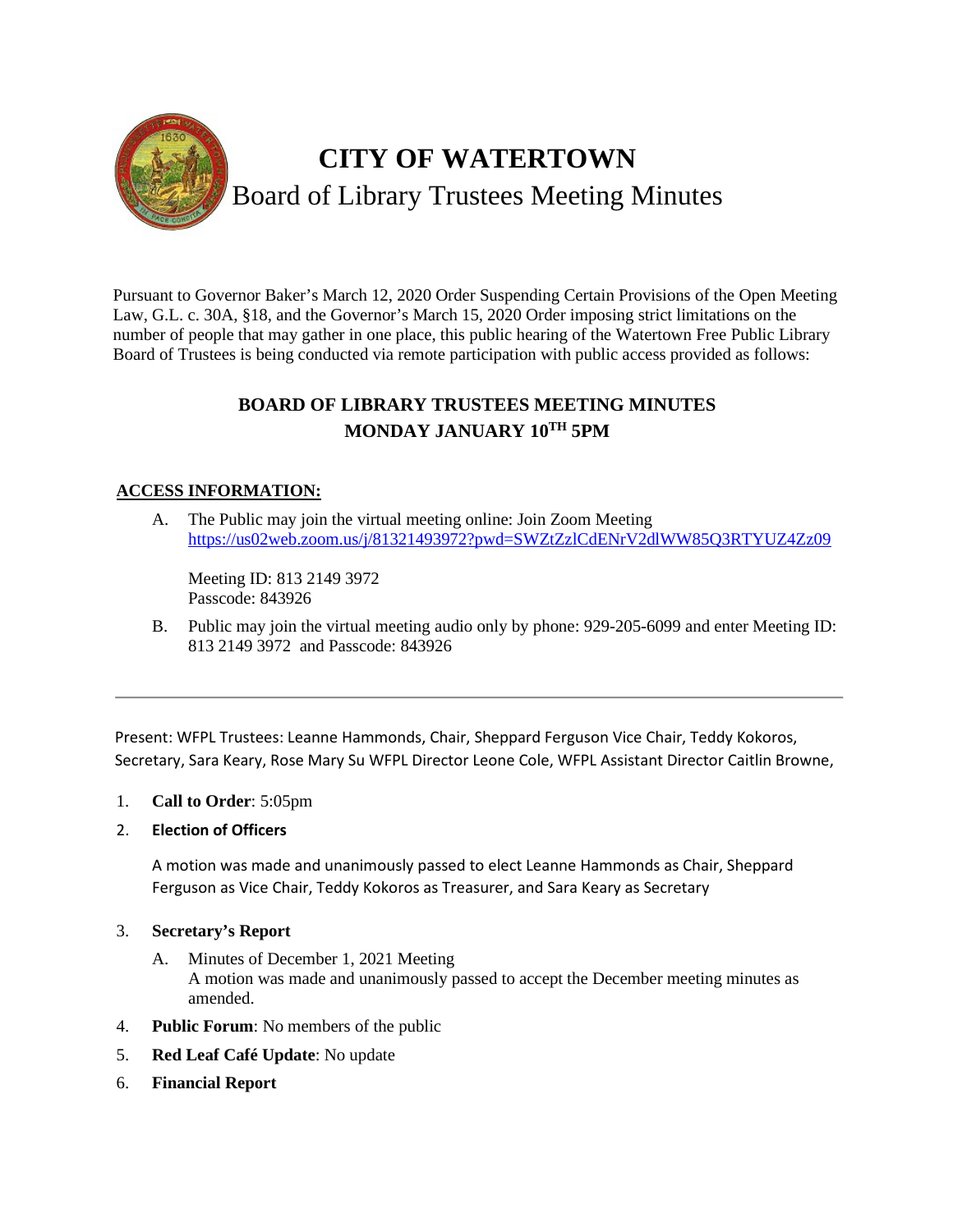# CITY OF WATERTOWN

## Board of Library Trustees Meeting Minutes

Pursuant to Governor Baker's March 12, 2020 Order Suspending Certain Provisions of the Open Meeting Law, G.L. c. 30A, §18, and the Governor's March 15, 2020 Order imposing strict limitations on the number of people that may gather in one place, this public hearing of the Watertown Free Public Library Board of Trustees is being conducted via remote participation with public access provided as follows:

### BOARD OF LIBRARY TRUSTEES MEETING MINUTES
### MONDAY JANUARY 10TH 5PM

**ACCESS INFORMATION:**

A. The Public may join the virtual meeting online: Join Zoom Meeting
https://us02web.zoom.us/j/81321493972?pwd=SWZtZzlCdENrV2dlWW85Q3RTYUZ4Zz09

Meeting ID: 813 2149 3972
Passcode: 843926

B. Public may join the virtual meeting audio only by phone: 929-205-6099 and enter Meeting ID: 813 2149 3972 and Passcode: 843926

---

Present: WFPL Trustees: Leanne Hammonds, Chair, Sheppard Ferguson Vice Chair, Teddy Kokoros, Secretary, Sara Keary, Rose Mary Su WFPL Director Leone Cole, WFPL Assistant Director Caitlin Browne,

1. **Call to Order**: 5:05pm
2. **Election of Officers**

   A motion was made and unanimously passed to elect Leanne Hammonds as Chair, Sheppard Ferguson as Vice Chair, Teddy Kokoros as Treasurer, and Sara Keary as Secretary

3. **Secretary's Report**
   A. Minutes of December 1, 2021 Meeting
   A motion was made and unanimously passed to accept the December meeting minutes as amended.
4. **Public Forum**: No members of the public
5. **Red Leaf Café Update**: No update
6. **Financial Report**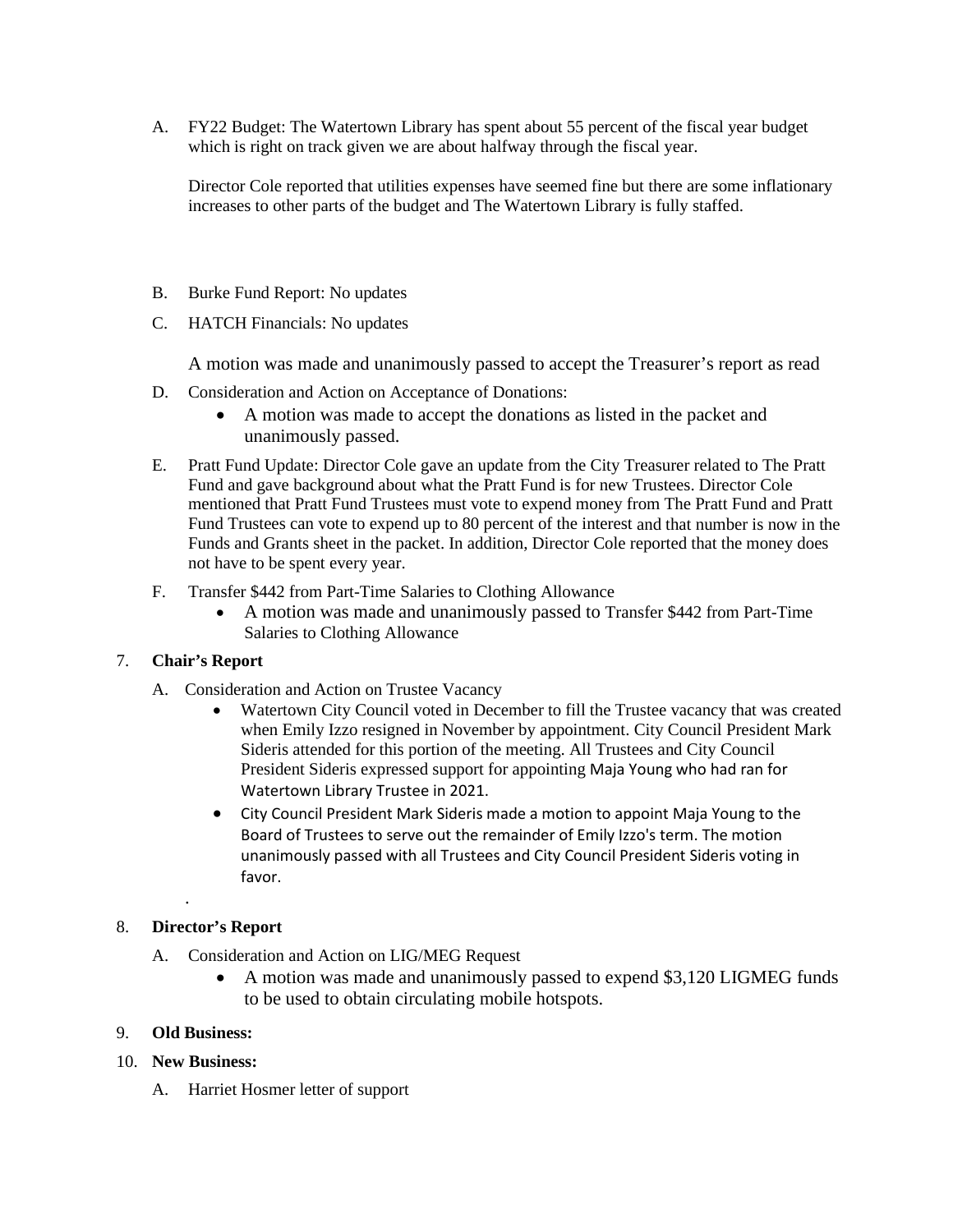A. FY22 Budget: The Watertown Library has spent about 55 percent of the fiscal year budget which is right on track given we are about halfway through the fiscal year.

   Director Cole reported that utilities expenses have seemed fine but there are some inflationary increases to other parts of the budget and The Watertown Library is fully staffed.

B. Burke Fund Report: No updates

C. HATCH Financials: No updates

   A motion was made and unanimously passed to accept the Treasurer's report as read

D. Consideration and Action on Acceptance of Donations:
   - A motion was made to accept the donations as listed in the packet and unanimously passed.

E. Pratt Fund Update: Director Cole gave an update from the City Treasurer related to The Pratt Fund and gave background about what the Pratt Fund is for new Trustees. Director Cole mentioned that Pratt Fund Trustees must vote to expend money from The Pratt Fund and Pratt Fund Trustees can vote to expend up to 80 percent of the interest and that number is now in the Funds and Grants sheet in the packet. In addition, Director Cole reported that the money does not have to be spent every year.

F. Transfer $442 from Part-Time Salaries to Clothing Allowance
   - A motion was made and unanimously passed to Transfer $442 from Part-Time Salaries to Clothing Allowance

7. **Chair's Report**

   A. Consideration and Action on Trustee Vacancy
      - Watertown City Council voted in December to fill the Trustee vacancy that was created when Emily Izzo resigned in November by appointment. City Council President Mark Sideris attended for this portion of the meeting. All Trustees and City Council President Sideris expressed support for appointing Maja Young who had ran for Watertown Library Trustee in 2021.
      - City Council President Mark Sideris made a motion to appoint Maja Young to the Board of Trustees to serve out the remainder of Emily Izzo's term. The motion unanimously passed with all Trustees and City Council President Sideris voting in favor.

8. **Director's Report**

   A. Consideration and Action on LIG/MEG Request
      - A motion was made and unanimously passed to expend $3,120 LIGMEG funds to be used to obtain circulating mobile hotspots.

9. **Old Business:**

10. **New Business:**

    A. Harriet Hosmer letter of support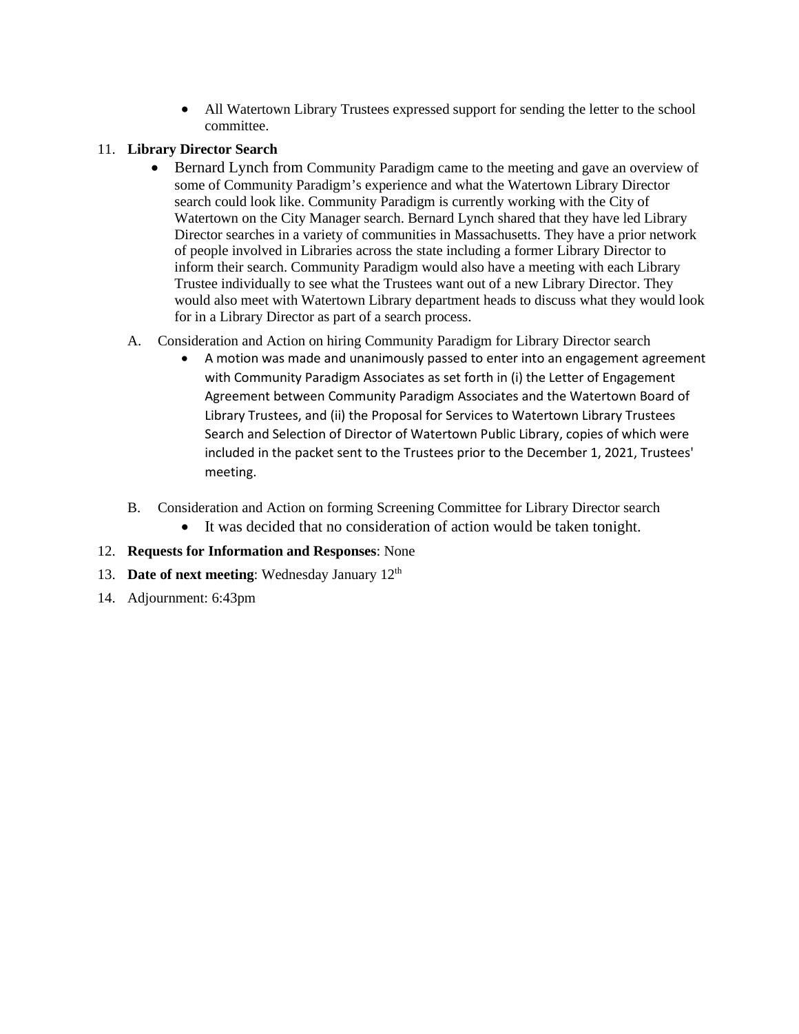- All Watertown Library Trustees expressed support for sending the letter to the school committee.

11. **Library Director Search**
    - Bernard Lynch from Community Paradigm came to the meeting and gave an overview of some of Community Paradigm's experience and what the Watertown Library Director search could look like. Community Paradigm is currently working with the City of Watertown on the City Manager search. Bernard Lynch shared that they have led Library Director searches in a variety of communities in Massachusetts. They have a prior network of people involved in Libraries across the state including a former Library Director to inform their search. Community Paradigm would also have a meeting with each Library Trustee individually to see what the Trustees want out of a new Library Director. They would also meet with Watertown Library department heads to discuss what they would look for in a Library Director as part of a search process.

    A. Consideration and Action on hiring Community Paradigm for Library Director search
       - A motion was made and unanimously passed to enter into an engagement agreement with Community Paradigm Associates as set forth in (i) the Letter of Engagement Agreement between Community Paradigm Associates and the Watertown Board of Library Trustees, and (ii) the Proposal for Services to Watertown Library Trustees Search and Selection of Director of Watertown Public Library, copies of which were included in the packet sent to the Trustees prior to the December 1, 2021, Trustees' meeting.

    B. Consideration and Action on forming Screening Committee for Library Director search
       - It was decided that no consideration of action would be taken tonight.

12. **Requests for Information and Responses**: None
13. **Date of next meeting**: Wednesday January 12th
14. Adjournment: 6:43pm